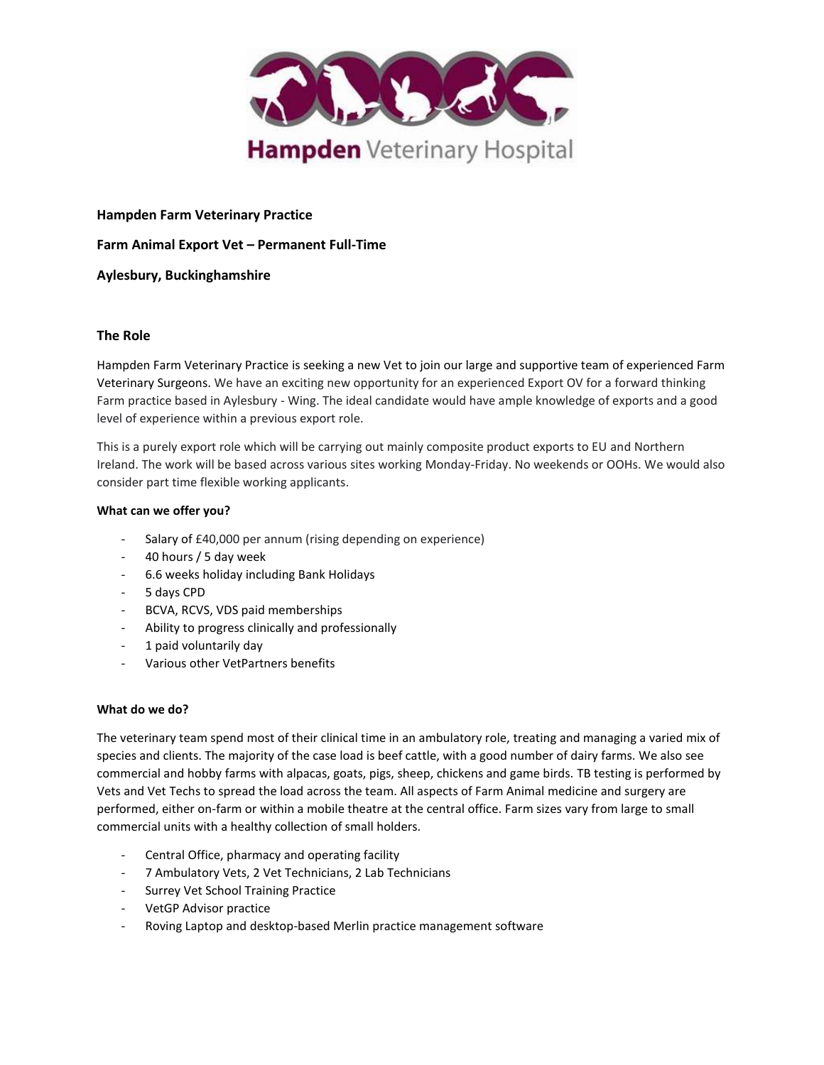**Hampden Farm Veterinary Practice**

**Farm Animal Export Vet – Permanent Full-Time**

**Aylesbury, Buckinghamshire**

## The Role

Hampden Farm Veterinary Practice is seeking a new Vet to join our large and supportive team of experienced Farm Veterinary Surgeons. We have an exciting new opportunity for an experienced Export OV for a forward thinking Farm practice based in Aylesbury - Wing. The ideal candidate would have ample knowledge of exports and a good level of experience within a previous export role.

This is a purely export role which will be carrying out mainly composite product exports to EU and Northern Ireland. The work will be based across various sites working Monday-Friday. No weekends or OOHs. We would also consider part time flexible working applicants.

**What can we offer you?**

- Salary of £40,000 per annum (rising depending on experience)
- 40 hours / 5 day week
- 6.6 weeks holiday including Bank Holidays
- 5 days CPD
- BCVA, RCVS, VDS paid memberships
- Ability to progress clinically and professionally
- 1 paid voluntarily day
- Various other VetPartners benefits

**What do we do?**

The veterinary team spend most of their clinical time in an ambulatory role, treating and managing a varied mix of species and clients. The majority of the case load is beef cattle, with a good number of dairy farms. We also see commercial and hobby farms with alpacas, goats, pigs, sheep, chickens and game birds. TB testing is performed by Vets and Vet Techs to spread the load across the team. All aspects of Farm Animal medicine and surgery are performed, either on-farm or within a mobile theatre at the central office. Farm sizes vary from large to small commercial units with a healthy collection of small holders.

- Central Office, pharmacy and operating facility
- 7 Ambulatory Vets, 2 Vet Technicians, 2 Lab Technicians
- Surrey Vet School Training Practice
- VetGP Advisor practice
- Roving Laptop and desktop-based Merlin practice management software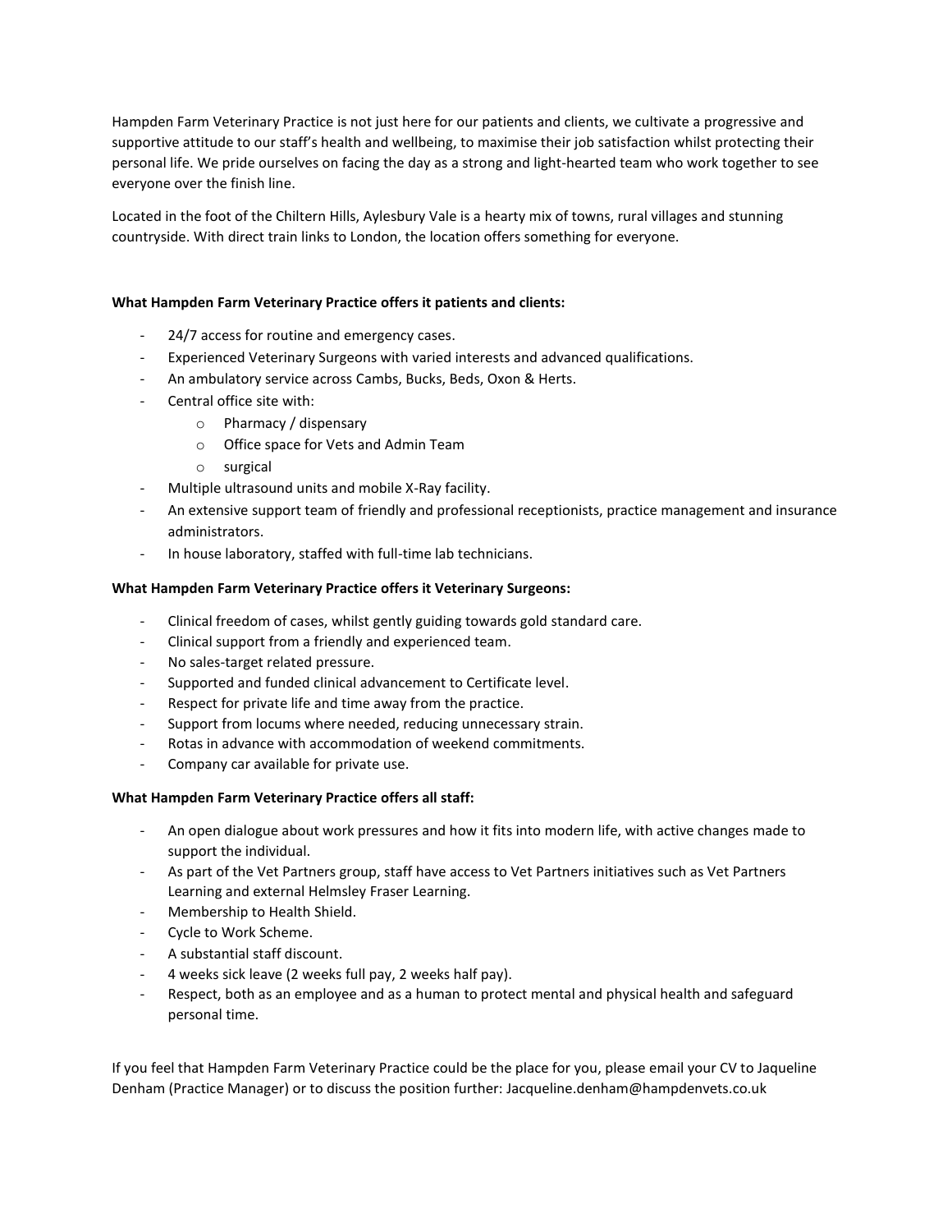Hampden Farm Veterinary Practice is not just here for our patients and clients, we cultivate a progressive and supportive attitude to our staff's health and wellbeing, to maximise their job satisfaction whilst protecting their personal life. We pride ourselves on facing the day as a strong and light-hearted team who work together to see everyone over the finish line.

Located in the foot of the Chiltern Hills, Aylesbury Vale is a hearty mix of towns, rural villages and stunning countryside. With direct train links to London, the location offers something for everyone.

**What Hampden Farm Veterinary Practice offers it patients and clients:**

- 24/7 access for routine and emergency cases.
- Experienced Veterinary Surgeons with varied interests and advanced qualifications.
- An ambulatory service across Cambs, Bucks, Beds, Oxon & Herts.
- Central office site with:
  - Pharmacy / dispensary
  - Office space for Vets and Admin Team
  - surgical
- Multiple ultrasound units and mobile X-Ray facility.
- An extensive support team of friendly and professional receptionists, practice management and insurance administrators.
- In house laboratory, staffed with full-time lab technicians.

**What Hampden Farm Veterinary Practice offers it Veterinary Surgeons:**

- Clinical freedom of cases, whilst gently guiding towards gold standard care.
- Clinical support from a friendly and experienced team.
- No sales-target related pressure.
- Supported and funded clinical advancement to Certificate level.
- Respect for private life and time away from the practice.
- Support from locums where needed, reducing unnecessary strain.
- Rotas in advance with accommodation of weekend commitments.
- Company car available for private use.

**What Hampden Farm Veterinary Practice offers all staff:**

- An open dialogue about work pressures and how it fits into modern life, with active changes made to support the individual.
- As part of the Vet Partners group, staff have access to Vet Partners initiatives such as Vet Partners Learning and external Helmsley Fraser Learning.
- Membership to Health Shield.
- Cycle to Work Scheme.
- A substantial staff discount.
- 4 weeks sick leave (2 weeks full pay, 2 weeks half pay).
- Respect, both as an employee and as a human to protect mental and physical health and safeguard personal time.

If you feel that Hampden Farm Veterinary Practice could be the place for you, please email your CV to Jaqueline Denham (Practice Manager) or to discuss the position further: Jacqueline.denham@hampdenvets.co.uk